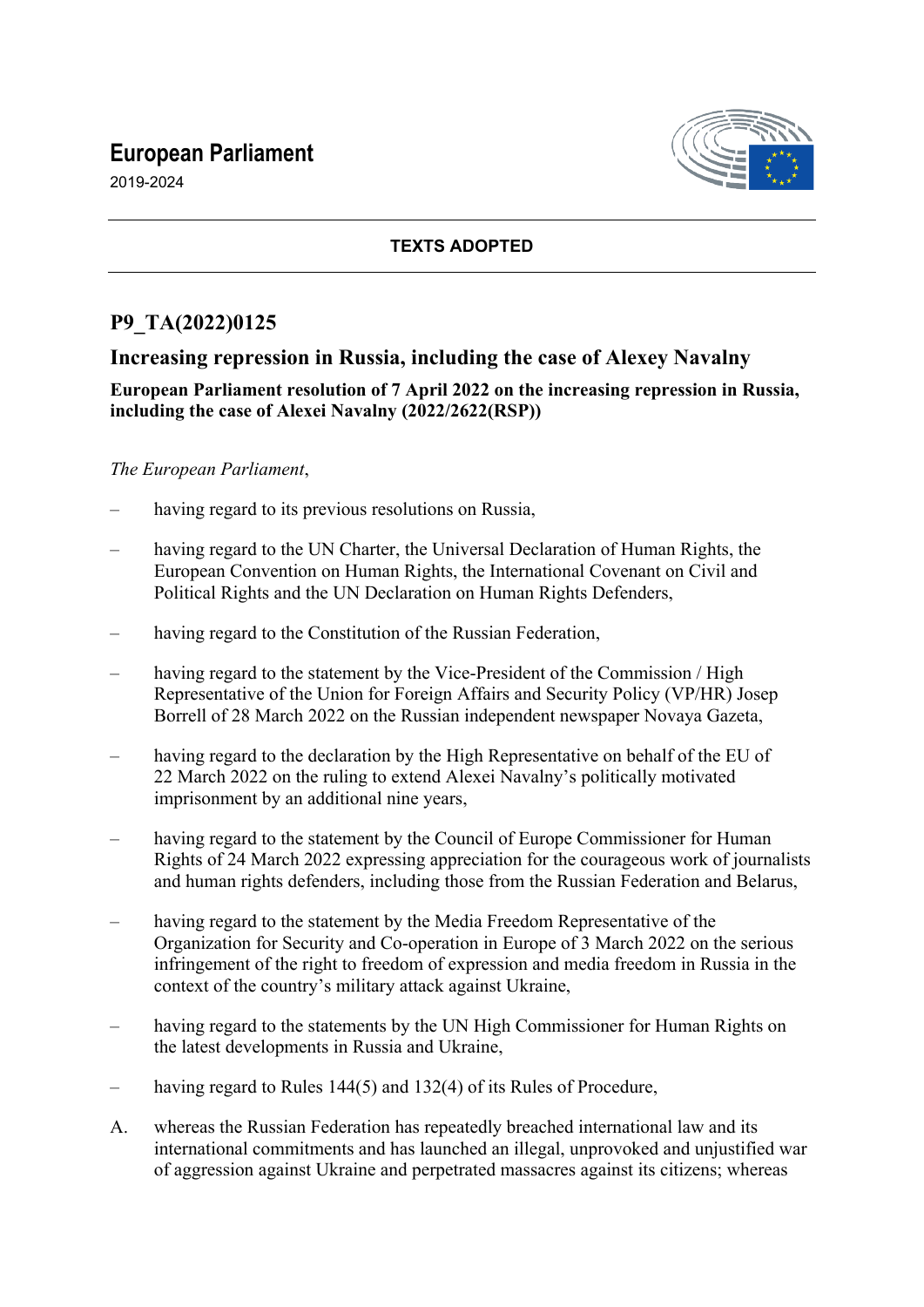# European Parliament

2019-2024

**TEXTS ADOPTED**

## P9_TA(2022)0125

## Increasing repression in Russia, including the case of Alexey Navalny

**European Parliament resolution of 7 April 2022 on the increasing repression in Russia, including the case of Alexei Navalny (2022/2622(RSP))**

*The European Parliament*,

– having regard to its previous resolutions on Russia,

– having regard to the UN Charter, the Universal Declaration of Human Rights, the European Convention on Human Rights, the International Covenant on Civil and Political Rights and the UN Declaration on Human Rights Defenders,

– having regard to the Constitution of the Russian Federation,

– having regard to the statement by the Vice-President of the Commission / High Representative of the Union for Foreign Affairs and Security Policy (VP/HR) Josep Borrell of 28 March 2022 on the Russian independent newspaper Novaya Gazeta,

– having regard to the declaration by the High Representative on behalf of the EU of 22 March 2022 on the ruling to extend Alexei Navalny's politically motivated imprisonment by an additional nine years,

– having regard to the statement by the Council of Europe Commissioner for Human Rights of 24 March 2022 expressing appreciation for the courageous work of journalists and human rights defenders, including those from the Russian Federation and Belarus,

– having regard to the statement by the Media Freedom Representative of the Organization for Security and Co-operation in Europe of 3 March 2022 on the serious infringement of the right to freedom of expression and media freedom in Russia in the context of the country's military attack against Ukraine,

– having regard to the statements by the UN High Commissioner for Human Rights on the latest developments in Russia and Ukraine,

– having regard to Rules 144(5) and 132(4) of its Rules of Procedure,

A. whereas the Russian Federation has repeatedly breached international law and its international commitments and has launched an illegal, unprovoked and unjustified war of aggression against Ukraine and perpetrated massacres against its citizens; whereas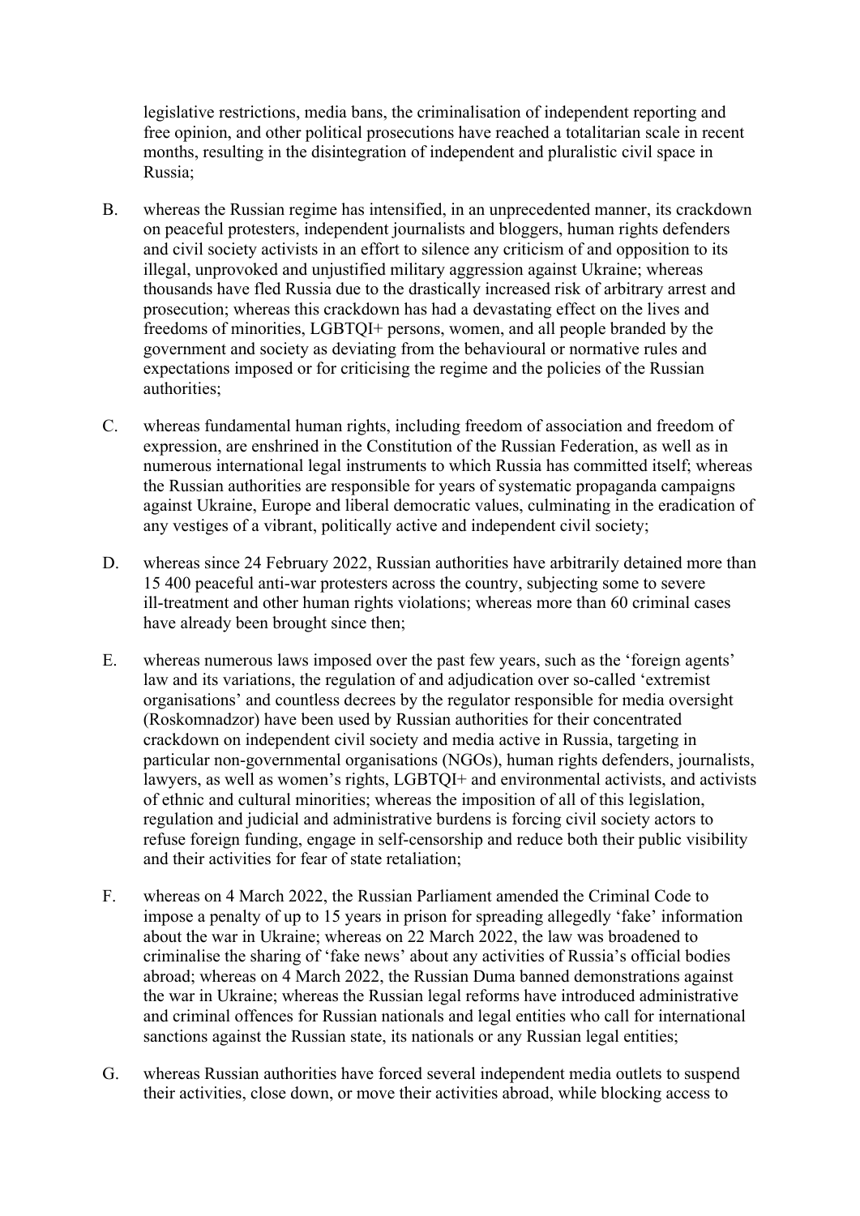legislative restrictions, media bans, the criminalisation of independent reporting and free opinion, and other political prosecutions have reached a totalitarian scale in recent months, resulting in the disintegration of independent and pluralistic civil space in Russia;

B. whereas the Russian regime has intensified, in an unprecedented manner, its crackdown on peaceful protesters, independent journalists and bloggers, human rights defenders and civil society activists in an effort to silence any criticism of and opposition to its illegal, unprovoked and unjustified military aggression against Ukraine; whereas thousands have fled Russia due to the drastically increased risk of arbitrary arrest and prosecution; whereas this crackdown has had a devastating effect on the lives and freedoms of minorities, LGBTQI+ persons, women, and all people branded by the government and society as deviating from the behavioural or normative rules and expectations imposed or for criticising the regime and the policies of the Russian authorities;

C. whereas fundamental human rights, including freedom of association and freedom of expression, are enshrined in the Constitution of the Russian Federation, as well as in numerous international legal instruments to which Russia has committed itself; whereas the Russian authorities are responsible for years of systematic propaganda campaigns against Ukraine, Europe and liberal democratic values, culminating in the eradication of any vestiges of a vibrant, politically active and independent civil society;

D. whereas since 24 February 2022, Russian authorities have arbitrarily detained more than 15 400 peaceful anti-war protesters across the country, subjecting some to severe ill-treatment and other human rights violations; whereas more than 60 criminal cases have already been brought since then;

E. whereas numerous laws imposed over the past few years, such as the 'foreign agents' law and its variations, the regulation of and adjudication over so-called 'extremist organisations' and countless decrees by the regulator responsible for media oversight (Roskomnadzor) have been used by Russian authorities for their concentrated crackdown on independent civil society and media active in Russia, targeting in particular non-governmental organisations (NGOs), human rights defenders, journalists, lawyers, as well as women's rights, LGBTQI+ and environmental activists, and activists of ethnic and cultural minorities; whereas the imposition of all of this legislation, regulation and judicial and administrative burdens is forcing civil society actors to refuse foreign funding, engage in self-censorship and reduce both their public visibility and their activities for fear of state retaliation;

F. whereas on 4 March 2022, the Russian Parliament amended the Criminal Code to impose a penalty of up to 15 years in prison for spreading allegedly 'fake' information about the war in Ukraine; whereas on 22 March 2022, the law was broadened to criminalise the sharing of 'fake news' about any activities of Russia's official bodies abroad; whereas on 4 March 2022, the Russian Duma banned demonstrations against the war in Ukraine; whereas the Russian legal reforms have introduced administrative and criminal offences for Russian nationals and legal entities who call for international sanctions against the Russian state, its nationals or any Russian legal entities;

G. whereas Russian authorities have forced several independent media outlets to suspend their activities, close down, or move their activities abroad, while blocking access to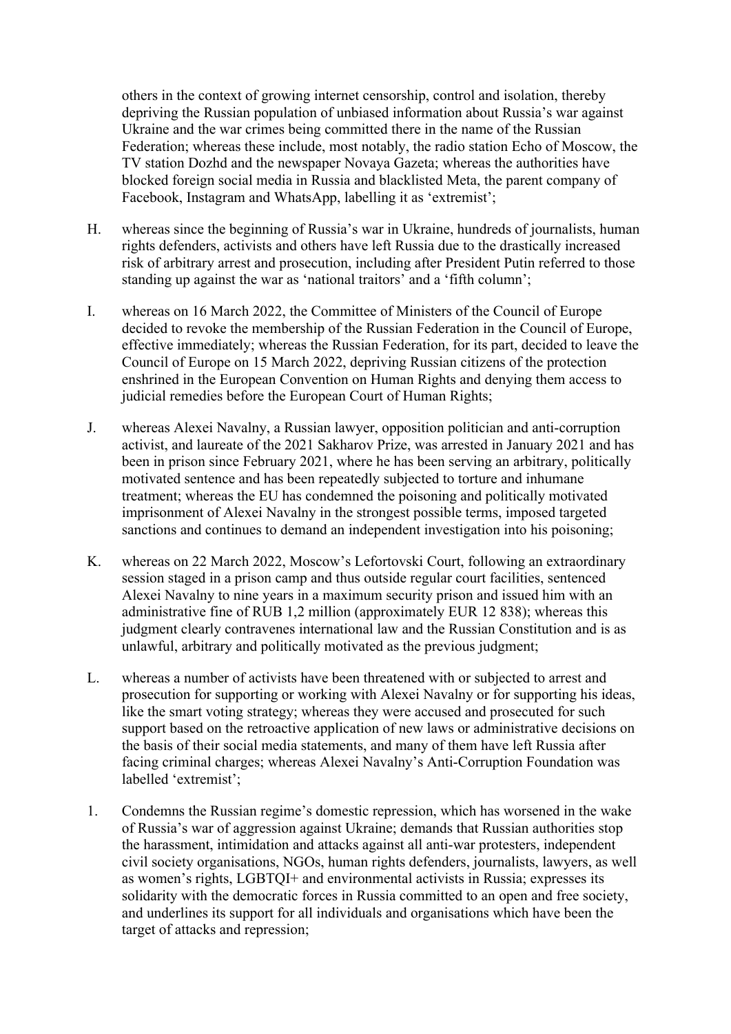others in the context of growing internet censorship, control and isolation, thereby depriving the Russian population of unbiased information about Russia's war against Ukraine and the war crimes being committed there in the name of the Russian Federation; whereas these include, most notably, the radio station Echo of Moscow, the TV station Dozhd and the newspaper Novaya Gazeta; whereas the authorities have blocked foreign social media in Russia and blacklisted Meta, the parent company of Facebook, Instagram and WhatsApp, labelling it as 'extremist';

H. whereas since the beginning of Russia's war in Ukraine, hundreds of journalists, human rights defenders, activists and others have left Russia due to the drastically increased risk of arbitrary arrest and prosecution, including after President Putin referred to those standing up against the war as 'national traitors' and a 'fifth column';

I. whereas on 16 March 2022, the Committee of Ministers of the Council of Europe decided to revoke the membership of the Russian Federation in the Council of Europe, effective immediately; whereas the Russian Federation, for its part, decided to leave the Council of Europe on 15 March 2022, depriving Russian citizens of the protection enshrined in the European Convention on Human Rights and denying them access to judicial remedies before the European Court of Human Rights;

J. whereas Alexei Navalny, a Russian lawyer, opposition politician and anti-corruption activist, and laureate of the 2021 Sakharov Prize, was arrested in January 2021 and has been in prison since February 2021, where he has been serving an arbitrary, politically motivated sentence and has been repeatedly subjected to torture and inhumane treatment; whereas the EU has condemned the poisoning and politically motivated imprisonment of Alexei Navalny in the strongest possible terms, imposed targeted sanctions and continues to demand an independent investigation into his poisoning;

K. whereas on 22 March 2022, Moscow's Lefortovski Court, following an extraordinary session staged in a prison camp and thus outside regular court facilities, sentenced Alexei Navalny to nine years in a maximum security prison and issued him with an administrative fine of RUB 1,2 million (approximately EUR 12 838); whereas this judgment clearly contravenes international law and the Russian Constitution and is as unlawful, arbitrary and politically motivated as the previous judgment;

L. whereas a number of activists have been threatened with or subjected to arrest and prosecution for supporting or working with Alexei Navalny or for supporting his ideas, like the smart voting strategy; whereas they were accused and prosecuted for such support based on the retroactive application of new laws or administrative decisions on the basis of their social media statements, and many of them have left Russia after facing criminal charges; whereas Alexei Navalny's Anti-Corruption Foundation was labelled 'extremist';

1. Condemns the Russian regime's domestic repression, which has worsened in the wake of Russia's war of aggression against Ukraine; demands that Russian authorities stop the harassment, intimidation and attacks against all anti-war protesters, independent civil society organisations, NGOs, human rights defenders, journalists, lawyers, as well as women's rights, LGBTQI+ and environmental activists in Russia; expresses its solidarity with the democratic forces in Russia committed to an open and free society, and underlines its support for all individuals and organisations which have been the target of attacks and repression;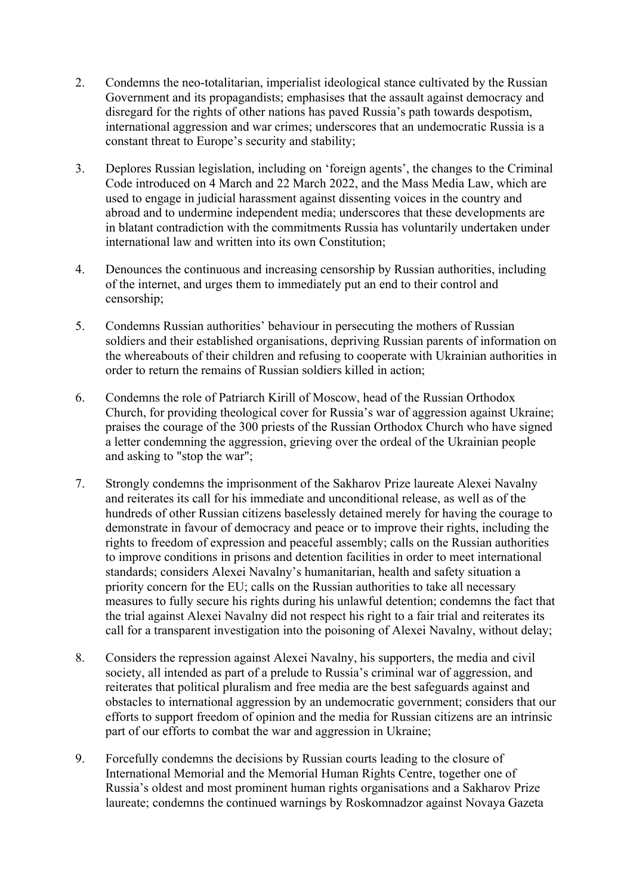2. Condemns the neo-totalitarian, imperialist ideological stance cultivated by the Russian Government and its propagandists; emphasises that the assault against democracy and disregard for the rights of other nations has paved Russia's path towards despotism, international aggression and war crimes; underscores that an undemocratic Russia is a constant threat to Europe's security and stability;

3. Deplores Russian legislation, including on 'foreign agents', the changes to the Criminal Code introduced on 4 March and 22 March 2022, and the Mass Media Law, which are used to engage in judicial harassment against dissenting voices in the country and abroad and to undermine independent media; underscores that these developments are in blatant contradiction with the commitments Russia has voluntarily undertaken under international law and written into its own Constitution;

4. Denounces the continuous and increasing censorship by Russian authorities, including of the internet, and urges them to immediately put an end to their control and censorship;

5. Condemns Russian authorities' behaviour in persecuting the mothers of Russian soldiers and their established organisations, depriving Russian parents of information on the whereabouts of their children and refusing to cooperate with Ukrainian authorities in order to return the remains of Russian soldiers killed in action;

6. Condemns the role of Patriarch Kirill of Moscow, head of the Russian Orthodox Church, for providing theological cover for Russia's war of aggression against Ukraine; praises the courage of the 300 priests of the Russian Orthodox Church who have signed a letter condemning the aggression, grieving over the ordeal of the Ukrainian people and asking to "stop the war";

7. Strongly condemns the imprisonment of the Sakharov Prize laureate Alexei Navalny and reiterates its call for his immediate and unconditional release, as well as of the hundreds of other Russian citizens baselessly detained merely for having the courage to demonstrate in favour of democracy and peace or to improve their rights, including the rights to freedom of expression and peaceful assembly; calls on the Russian authorities to improve conditions in prisons and detention facilities in order to meet international standards; considers Alexei Navalny's humanitarian, health and safety situation a priority concern for the EU; calls on the Russian authorities to take all necessary measures to fully secure his rights during his unlawful detention; condemns the fact that the trial against Alexei Navalny did not respect his right to a fair trial and reiterates its call for a transparent investigation into the poisoning of Alexei Navalny, without delay;

8. Considers the repression against Alexei Navalny, his supporters, the media and civil society, all intended as part of a prelude to Russia's criminal war of aggression, and reiterates that political pluralism and free media are the best safeguards against and obstacles to international aggression by an undemocratic government; considers that our efforts to support freedom of opinion and the media for Russian citizens are an intrinsic part of our efforts to combat the war and aggression in Ukraine;

9. Forcefully condemns the decisions by Russian courts leading to the closure of International Memorial and the Memorial Human Rights Centre, together one of Russia's oldest and most prominent human rights organisations and a Sakharov Prize laureate; condemns the continued warnings by Roskomnadzor against Novaya Gazeta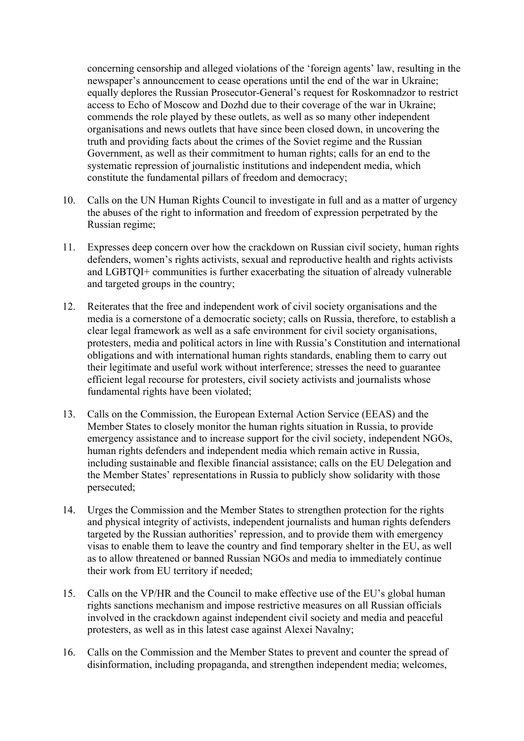concerning censorship and alleged violations of the 'foreign agents' law, resulting in the newspaper's announcement to cease operations until the end of the war in Ukraine; equally deplores the Russian Prosecutor-General's request for Roskomnadzor to restrict access to Echo of Moscow and Dozhd due to their coverage of the war in Ukraine; commends the role played by these outlets, as well as so many other independent organisations and news outlets that have since been closed down, in uncovering the truth and providing facts about the crimes of the Soviet regime and the Russian Government, as well as their commitment to human rights; calls for an end to the systematic repression of journalistic institutions and independent media, which constitute the fundamental pillars of freedom and democracy;

10. Calls on the UN Human Rights Council to investigate in full and as a matter of urgency the abuses of the right to information and freedom of expression perpetrated by the Russian regime;

11. Expresses deep concern over how the crackdown on Russian civil society, human rights defenders, women's rights activists, sexual and reproductive health and rights activists and LGBTQI+ communities is further exacerbating the situation of already vulnerable and targeted groups in the country;

12. Reiterates that the free and independent work of civil society organisations and the media is a cornerstone of a democratic society; calls on Russia, therefore, to establish a clear legal framework as well as a safe environment for civil society organisations, protesters, media and political actors in line with Russia's Constitution and international obligations and with international human rights standards, enabling them to carry out their legitimate and useful work without interference; stresses the need to guarantee efficient legal recourse for protesters, civil society activists and journalists whose fundamental rights have been violated;

13. Calls on the Commission, the European External Action Service (EEAS) and the Member States to closely monitor the human rights situation in Russia, to provide emergency assistance and to increase support for the civil society, independent NGOs, human rights defenders and independent media which remain active in Russia, including sustainable and flexible financial assistance; calls on the EU Delegation and the Member States' representations in Russia to publicly show solidarity with those persecuted;

14. Urges the Commission and the Member States to strengthen protection for the rights and physical integrity of activists, independent journalists and human rights defenders targeted by the Russian authorities' repression, and to provide them with emergency visas to enable them to leave the country and find temporary shelter in the EU, as well as to allow threatened or banned Russian NGOs and media to immediately continue their work from EU territory if needed;

15. Calls on the VP/HR and the Council to make effective use of the EU's global human rights sanctions mechanism and impose restrictive measures on all Russian officials involved in the crackdown against independent civil society and media and peaceful protesters, as well as in this latest case against Alexei Navalny;

16. Calls on the Commission and the Member States to prevent and counter the spread of disinformation, including propaganda, and strengthen independent media; welcomes,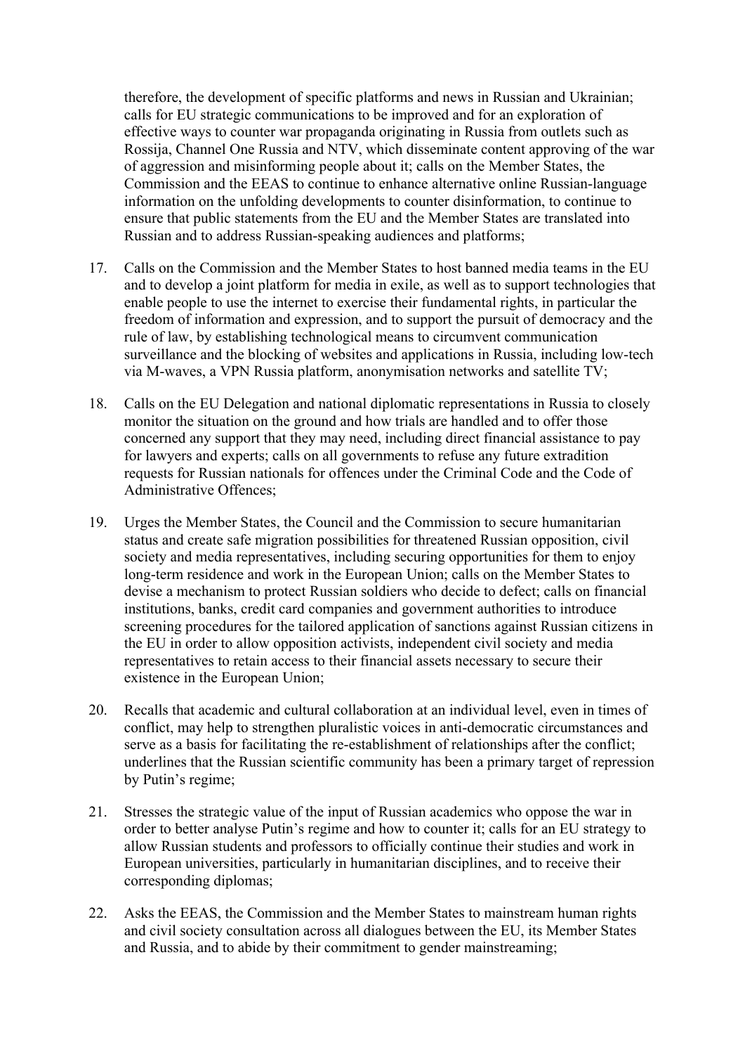therefore, the development of specific platforms and news in Russian and Ukrainian; calls for EU strategic communications to be improved and for an exploration of effective ways to counter war propaganda originating in Russia from outlets such as Rossija, Channel One Russia and NTV, which disseminate content approving of the war of aggression and misinforming people about it; calls on the Member States, the Commission and the EEAS to continue to enhance alternative online Russian-language information on the unfolding developments to counter disinformation, to continue to ensure that public statements from the EU and the Member States are translated into Russian and to address Russian-speaking audiences and platforms;

17. Calls on the Commission and the Member States to host banned media teams in the EU and to develop a joint platform for media in exile, as well as to support technologies that enable people to use the internet to exercise their fundamental rights, in particular the freedom of information and expression, and to support the pursuit of democracy and the rule of law, by establishing technological means to circumvent communication surveillance and the blocking of websites and applications in Russia, including low-tech via M-waves, a VPN Russia platform, anonymisation networks and satellite TV;

18. Calls on the EU Delegation and national diplomatic representations in Russia to closely monitor the situation on the ground and how trials are handled and to offer those concerned any support that they may need, including direct financial assistance to pay for lawyers and experts; calls on all governments to refuse any future extradition requests for Russian nationals for offences under the Criminal Code and the Code of Administrative Offences;

19. Urges the Member States, the Council and the Commission to secure humanitarian status and create safe migration possibilities for threatened Russian opposition, civil society and media representatives, including securing opportunities for them to enjoy long-term residence and work in the European Union; calls on the Member States to devise a mechanism to protect Russian soldiers who decide to defect; calls on financial institutions, banks, credit card companies and government authorities to introduce screening procedures for the tailored application of sanctions against Russian citizens in the EU in order to allow opposition activists, independent civil society and media representatives to retain access to their financial assets necessary to secure their existence in the European Union;

20. Recalls that academic and cultural collaboration at an individual level, even in times of conflict, may help to strengthen pluralistic voices in anti-democratic circumstances and serve as a basis for facilitating the re-establishment of relationships after the conflict; underlines that the Russian scientific community has been a primary target of repression by Putin's regime;

21. Stresses the strategic value of the input of Russian academics who oppose the war in order to better analyse Putin's regime and how to counter it; calls for an EU strategy to allow Russian students and professors to officially continue their studies and work in European universities, particularly in humanitarian disciplines, and to receive their corresponding diplomas;

22. Asks the EEAS, the Commission and the Member States to mainstream human rights and civil society consultation across all dialogues between the EU, its Member States and Russia, and to abide by their commitment to gender mainstreaming;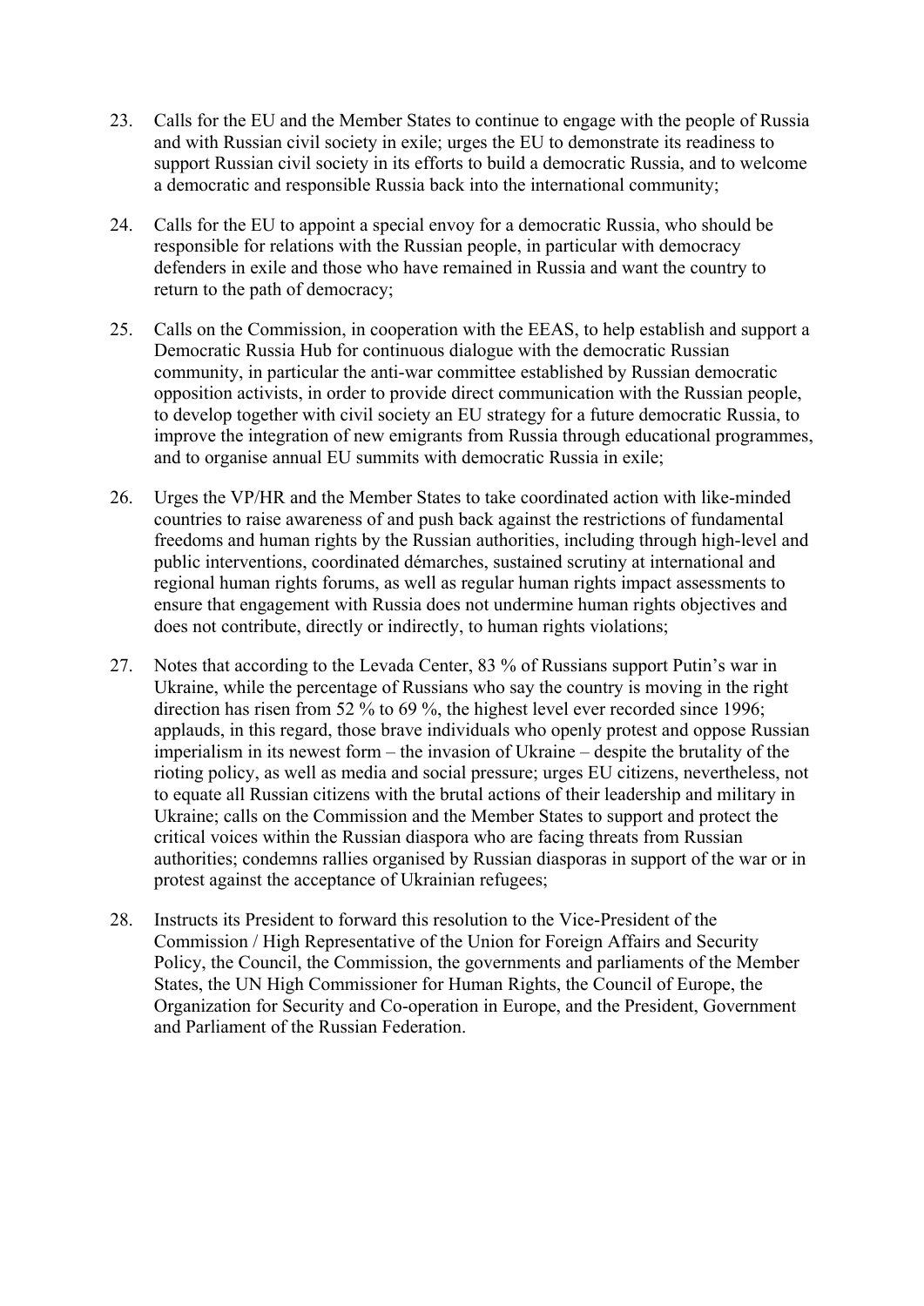23. Calls for the EU and the Member States to continue to engage with the people of Russia and with Russian civil society in exile; urges the EU to demonstrate its readiness to support Russian civil society in its efforts to build a democratic Russia, and to welcome a democratic and responsible Russia back into the international community;

24. Calls for the EU to appoint a special envoy for a democratic Russia, who should be responsible for relations with the Russian people, in particular with democracy defenders in exile and those who have remained in Russia and want the country to return to the path of democracy;

25. Calls on the Commission, in cooperation with the EEAS, to help establish and support a Democratic Russia Hub for continuous dialogue with the democratic Russian community, in particular the anti-war committee established by Russian democratic opposition activists, in order to provide direct communication with the Russian people, to develop together with civil society an EU strategy for a future democratic Russia, to improve the integration of new emigrants from Russia through educational programmes, and to organise annual EU summits with democratic Russia in exile;

26. Urges the VP/HR and the Member States to take coordinated action with like-minded countries to raise awareness of and push back against the restrictions of fundamental freedoms and human rights by the Russian authorities, including through high-level and public interventions, coordinated démarches, sustained scrutiny at international and regional human rights forums, as well as regular human rights impact assessments to ensure that engagement with Russia does not undermine human rights objectives and does not contribute, directly or indirectly, to human rights violations;

27. Notes that according to the Levada Center, 83 % of Russians support Putin's war in Ukraine, while the percentage of Russians who say the country is moving in the right direction has risen from 52 % to 69 %, the highest level ever recorded since 1996; applauds, in this regard, those brave individuals who openly protest and oppose Russian imperialism in its newest form – the invasion of Ukraine – despite the brutality of the rioting policy, as well as media and social pressure; urges EU citizens, nevertheless, not to equate all Russian citizens with the brutal actions of their leadership and military in Ukraine; calls on the Commission and the Member States to support and protect the critical voices within the Russian diaspora who are facing threats from Russian authorities; condemns rallies organised by Russian diasporas in support of the war or in protest against the acceptance of Ukrainian refugees;

28. Instructs its President to forward this resolution to the Vice-President of the Commission / High Representative of the Union for Foreign Affairs and Security Policy, the Council, the Commission, the governments and parliaments of the Member States, the UN High Commissioner for Human Rights, the Council of Europe, the Organization for Security and Co-operation in Europe, and the President, Government and Parliament of the Russian Federation.